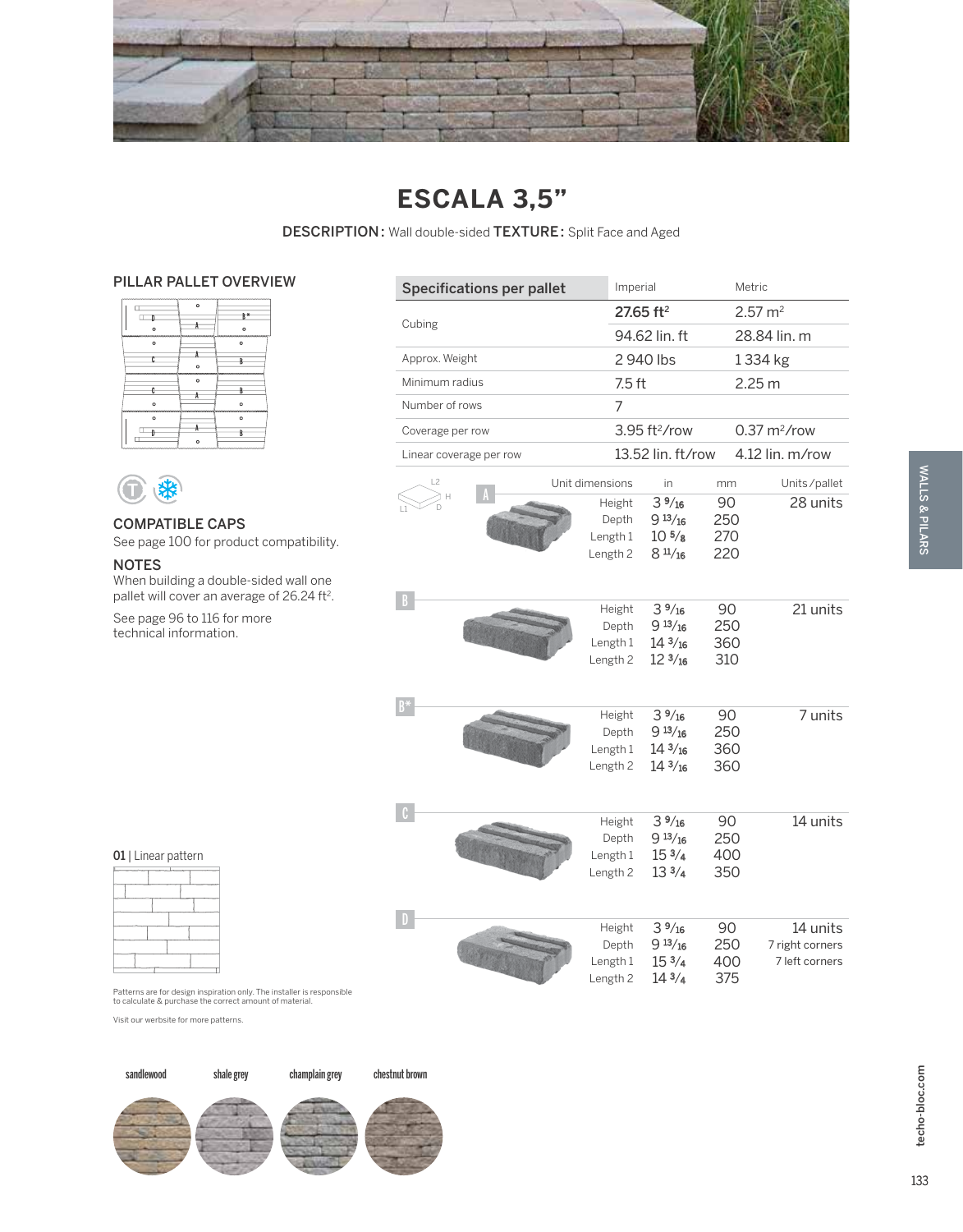# ESCALA 3,5”

**DESCRIPTION:** Wall double-sided **TEXTURE:** Split Face and Aged

## PILLAR PALLET OVERVIEW

### COMPATIBLE CAPS

See page 100 for product compatibility.

### NOTES

When building a double-sided wall one pallet will cover an average of 26.24 ft².

See page 96 to 116 for more technical information.

| Specifications per pallet | Imperial | Metric |
|---|---|---|
| Cubing | **27.65 ft²** | 2.57 m² |
| | 94.62 lin. ft | 28.84 lin. m |
| Approx. Weight | 2 940 lbs | 1 334 kg |
| Minimum radius | 7.5 ft | 2.25 m |
| Number of rows | 7 | |
| Coverage per row | 3.95 ft²/row | 0.37 m²/row |
| Linear coverage per row | 13.52 lin. ft/row | 4.12 lin. m/row |

| Unit | Unit dimensions | in | mm | Units / pallet |
|---|---|---|---|---|
| A | Height | 3 9/16 | 90 | 28 units |
| | Depth | 9 13/16 | 250 | |
| | Length 1 | 10 5/8 | 270 | |
| | Length 2 | 8 11/16 | 220 | |
| B | Height | 3 9/16 | 90 | 21 units |
| | Depth | 9 13/16 | 250 | |
| | Length 1 | 14 3/16 | 360 | |
| | Length 2 | 12 3/16 | 310 | |
| B* | Height | 3 9/16 | 90 | 7 units |
| | Depth | 9 13/16 | 250 | |
| | Length 1 | 14 3/16 | 360 | |
| | Length 2 | 14 3/16 | 360 | |
| C | Height | 3 9/16 | 90 | 14 units |
| | Depth | 9 13/16 | 250 | |
| | Length 1 | 15 3/4 | 400 | |
| | Length 2 | 13 3/4 | 350 | |
| D | Height | 3 9/16 | 90 | 14 units |
| | Depth | 9 13/16 | 250 | 7 right corners |
| | Length 1 | 15 3/4 | 400 | 7 left corners |
| | Length 2 | 14 3/4 | 375 | |

**01** | Linear pattern

Patterns are for design inspiration only. The installer is responsible to calculate & purchase the correct amount of material.

Visit our werbsite for more patterns.

sandlewood

shale grey

champlain grey

chestnut brown

WALLS & PILLARS

techo-bloc.com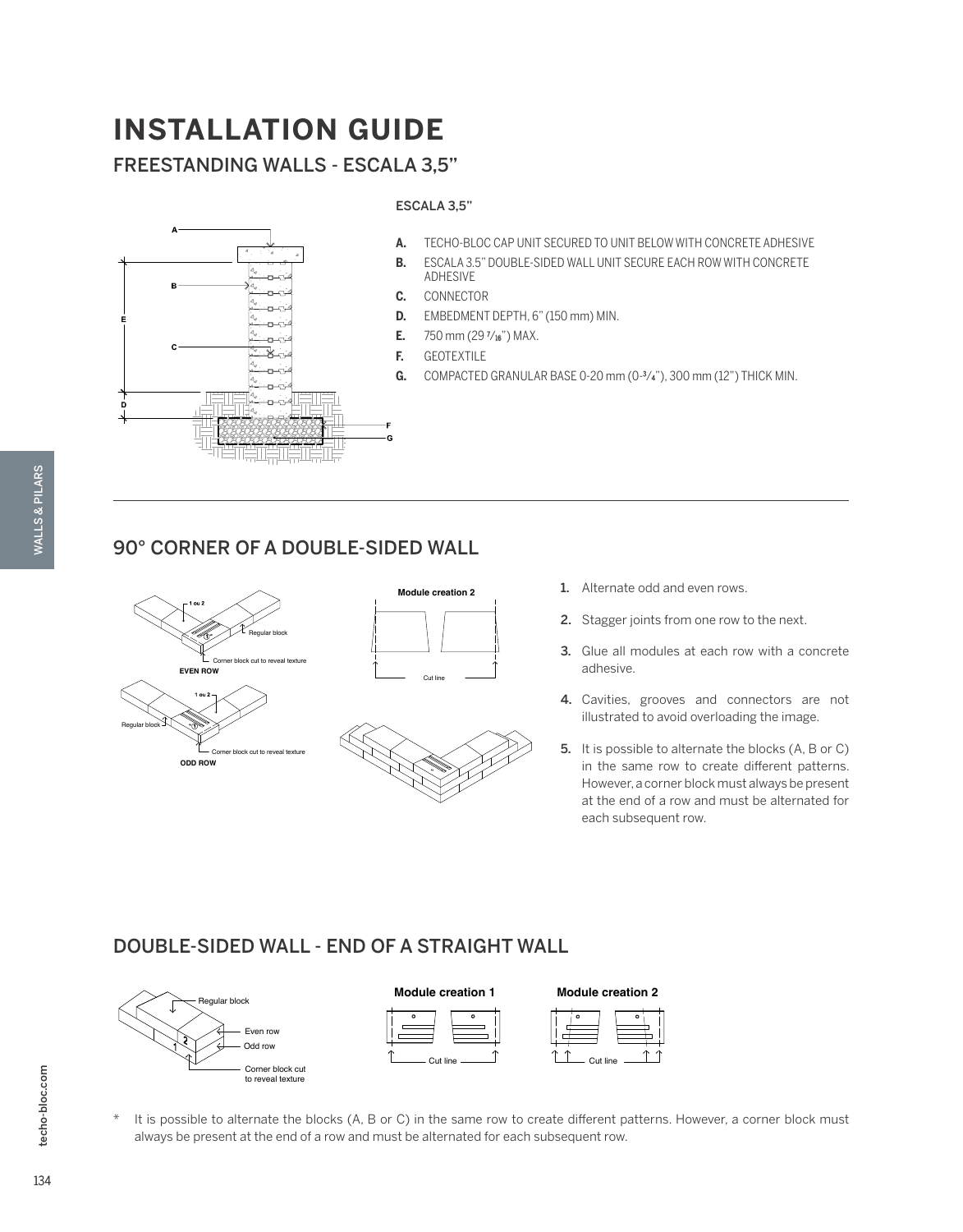# INSTALLATION GUIDE

## FREESTANDING WALLS - ESCALA 3,5"

A

B

E

C

D

F

G

ESCALA 3,5"

- **A.** TECHO-BLOC CAP UNIT SECURED TO UNIT BELOW WITH CONCRETE ADHESIVE
- **B.** ESCALA 3.5" DOUBLE-SIDED WALL UNIT SECURE EACH ROW WITH CONCRETE ADHESIVE
- **C.** CONNECTOR
- **D.** EMBEDMENT DEPTH, 6" (150 mm) MIN.
- **E.** 750 mm (29 7/16") MAX.
- **F.** GEOTEXTILE
- **G.** COMPACTED GRANULAR BASE 0-20 mm (0-3/4"), 300 mm (12") THICK MIN.

## 90° CORNER OF A DOUBLE-SIDED WALL

1 ou 2

Regular block

Corner block cut to reveal texture

EVEN ROW

1 ou 2

Regular block

Corner block cut to reveal texture

ODD ROW

Module creation 2

Cut line

1. Alternate odd and even rows.
2. Stagger joints from one row to the next.
3. Glue all modules at each row with a concrete adhesive.
4. Cavities, grooves and connectors are not illustrated to avoid overloading the image.
5. It is possible to alternate the blocks (A, B or C) in the same row to create different patterns. However, a corner block must always be present at the end of a row and must be alternated for each subsequent row.

## DOUBLE-SIDED WALL - END OF A STRAIGHT WALL

Regular block

Even row

Odd row

Corner block cut to reveal texture

Module creation 1

Cut line

Module creation 2

Cut line

\* It is possible to alternate the blocks (A, B or C) in the same row to create different patterns. However, a corner block must always be present at the end of a row and must be alternated for each subsequent row.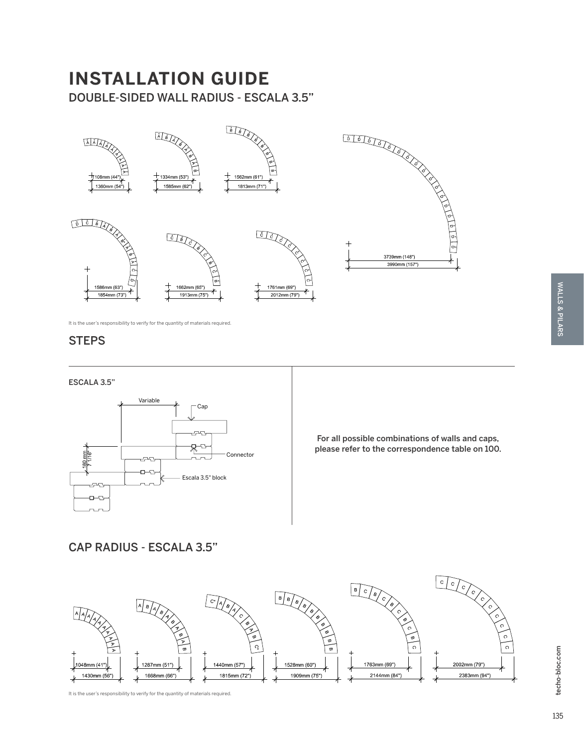# INSTALLATION GUIDE

## DOUBLE-SIDED WALL RADIUS - ESCALA 3.5"

1108mm (44")
1360mm (54")

1334mm (53")
1585mm (62")

1562mm (61")
1813mm (71")

3739mm (148")
3990mm (157")

1586mm (63")
1854mm (73")

1662mm (65")
1913mm (75")

1761mm (69")
2012mm (79")

It is the user's responsibility to verify for the quantity of materials required.

## STEPS

ESCALA 3.5"

Variable
Cap
Connector
Escala 3.5" block
180 mm
7 1/16"

For all possible combinations of walls and caps, please refer to the correspondence table on 100.

## CAP RADIUS - ESCALA 3.5"

1048mm (41")
1430mm (56")

1287mm (51")
1668mm (66")

1440mm (57")
1815mm (72")

1528mm (60")
1909mm (75")

1763mm (69")
2144mm (84")

2002mm (79")
2383mm (94")

It is the user's responsibility to verify for the quantity of materials required.